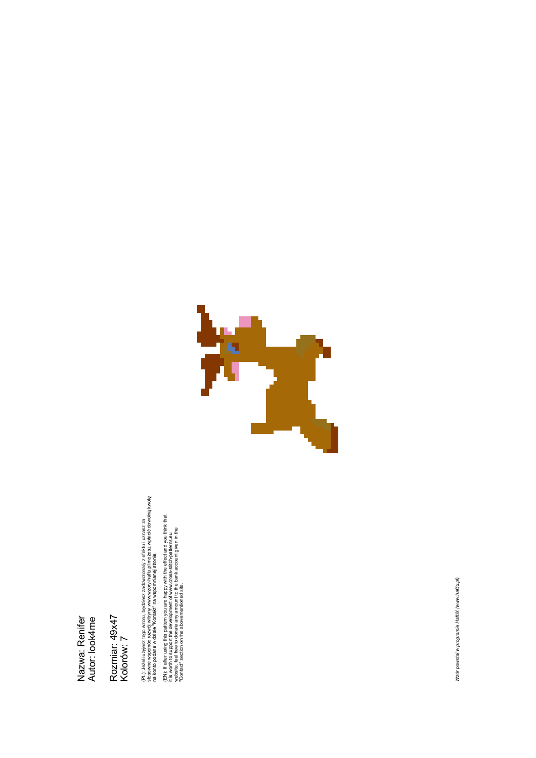Nazwa: Renifer
Autor: look4me

Rozmiar: 49x47
Kolorów: 7

(PL) Jeżeli użyjesz tego wzoru, będziesz zadowolona/y z efektu i uznasz za stosowne wesprzeć rozwój witryny www.wzory-haftu.pl możesz wpłacić dowolną kwotę na konto podane w dziale "Kontakt" na wspomnianej stronie.

(EN) If after using this pattern you are happy with the effect and you think that it is worth to support the development of www.cross-stitch-patterns.eu website, feel free to donate any amount to the bank account given in the "Contact" section on the abovementioned site.

*Wzór powstał w programie HaftiX (www.haftix.pl)*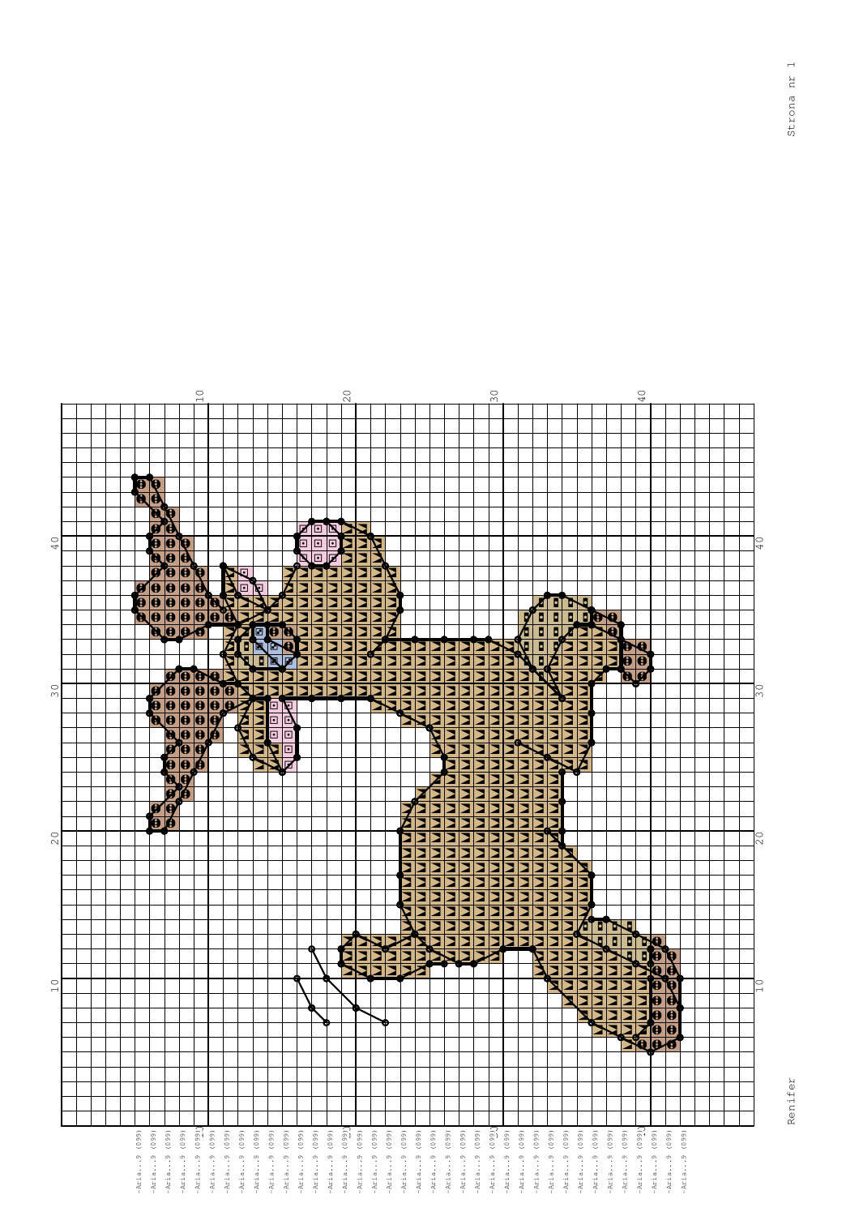Renifer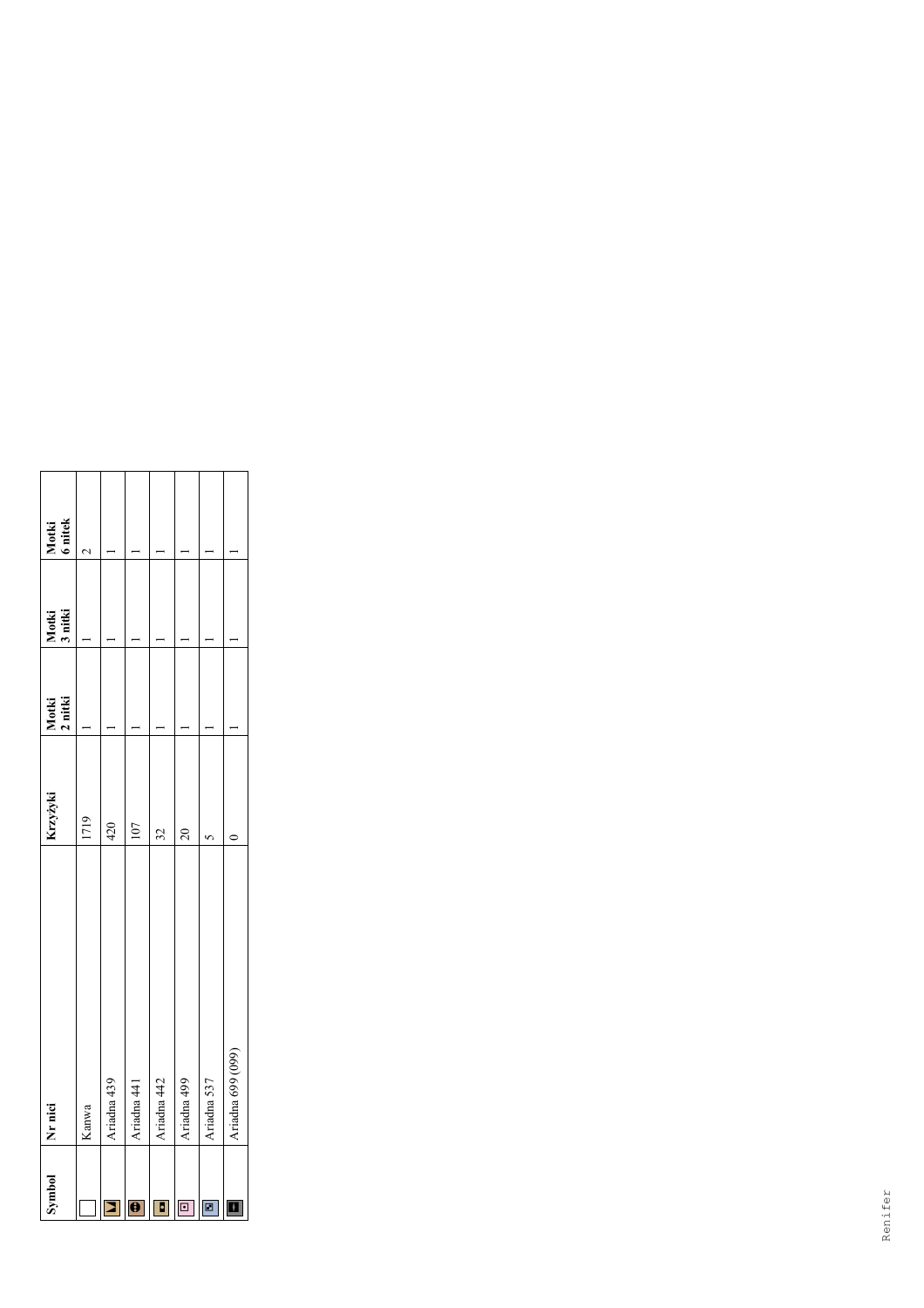| Symbol | Nr nici | Krzyżyki | Motki 2 nitki | Motki 3 nitki | Motki 6 nitek |
|---|---|---|---|---|---|
| | Kanwa | 1719 | 1 | 1 | 2 |
| | Ariadna 439 | 420 | 1 | 1 | 1 |
| | Ariadna 441 | 107 | 1 | 1 | 1 |
| | Ariadna 442 | 32 | 1 | 1 | 1 |
| | Ariadna 499 | 20 | 1 | 1 | 1 |
| | Ariadna 537 | 5 | 1 | 1 | 1 |
| | Ariadna 699 (099) | 0 | 1 | 1 | 1 |

Renifer